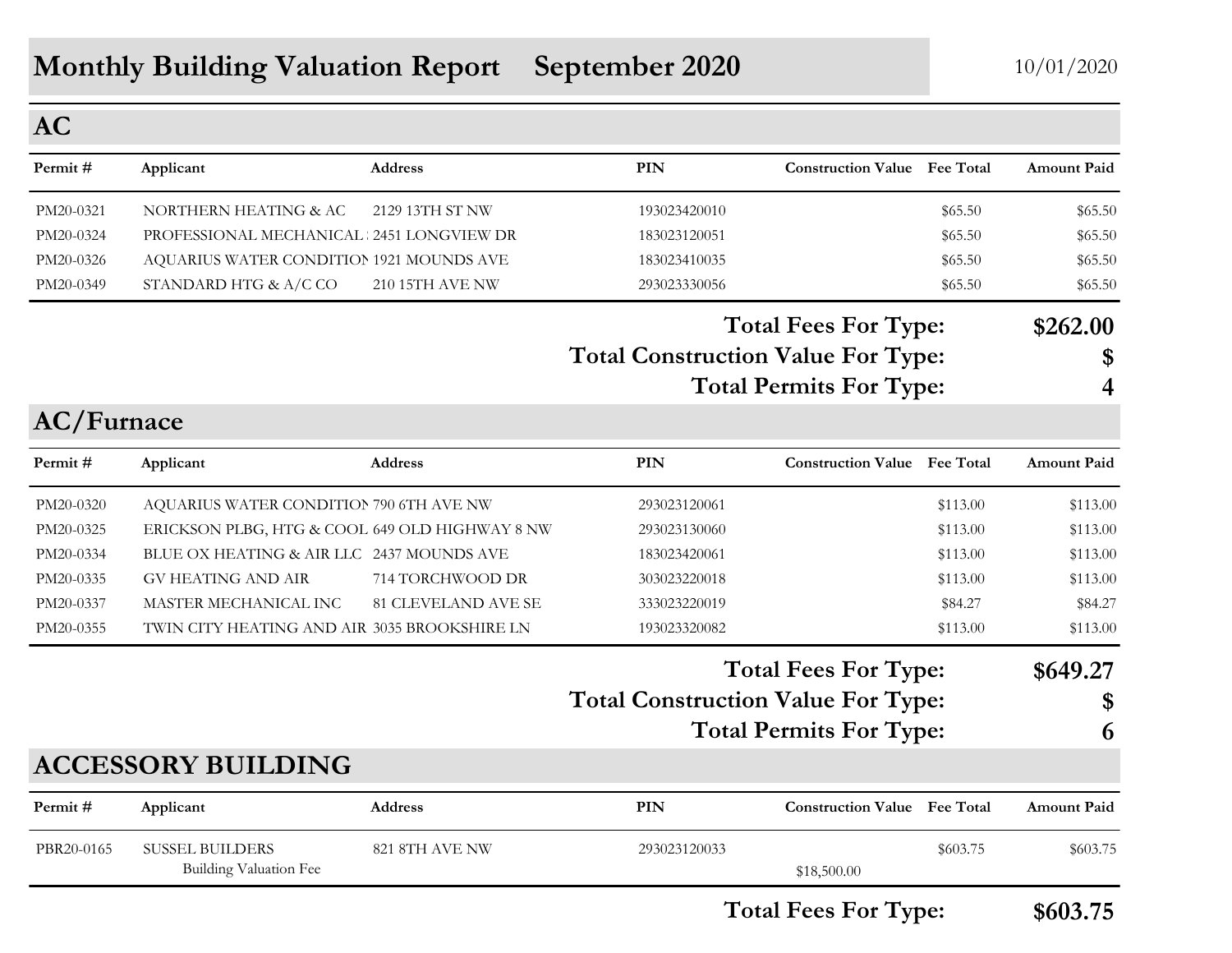# Monthly Building Valuation Report September 2020

10/01/2020

## AC

| Permit # | Applicant | Address | PIN | Construction Value | Fee Total | Amount Paid |
|---|---|---|---|---|---|---|
| PM20-0321 | NORTHERN HEATING & AC | 2129 13TH ST NW | 193023420010 | | $65.50 | $65.50 |
| PM20-0324 | PROFESSIONAL MECHANICAL | 2451 LONGVIEW DR | 183023120051 | | $65.50 | $65.50 |
| PM20-0326 | AQUARIUS WATER CONDITION | 1921 MOUNDS AVE | 183023410035 | | $65.50 | $65.50 |
| PM20-0349 | STANDARD HTG & A/C CO | 210 15TH AVE NW | 293023330056 | | $65.50 | $65.50 |

**Total Fees For Type: $262.00**

**Total Construction Value For Type: $**

**Total Permits For Type: 4**

## AC/Furnace

| Permit # | Applicant | Address | PIN | Construction Value | Fee Total | Amount Paid |
|---|---|---|---|---|---|---|
| PM20-0320 | AQUARIUS WATER CONDITION | 790 6TH AVE NW | 293023120061 | | $113.00 | $113.00 |
| PM20-0325 | ERICKSON PLBG, HTG & COOL | 649 OLD HIGHWAY 8 NW | 293023130060 | | $113.00 | $113.00 |
| PM20-0334 | BLUE OX HEATING & AIR LLC | 2437 MOUNDS AVE | 183023420061 | | $113.00 | $113.00 |
| PM20-0335 | GV HEATING AND AIR | 714 TORCHWOOD DR | 303023220018 | | $113.00 | $113.00 |
| PM20-0337 | MASTER MECHANICAL INC | 81 CLEVELAND AVE SE | 333023220019 | | $84.27 | $84.27 |
| PM20-0355 | TWIN CITY HEATING AND AIR | 3035 BROOKSHIRE LN | 193023320082 | | $113.00 | $113.00 |

**Total Fees For Type: $649.27**

**Total Construction Value For Type: $**

**Total Permits For Type: 6**

## ACCESSORY BUILDING

| Permit # | Applicant | Address | PIN | Construction Value | Fee Total | Amount Paid |
|---|---|---|---|---|---|---|
| PBR20-0165 | SUSSEL BUILDERS | 821 8TH AVE NW | 293023120033 | | $603.75 | $603.75 |
| | Building Valuation Fee | | | $18,500.00 | | |

**Total Fees For Type: $603.75**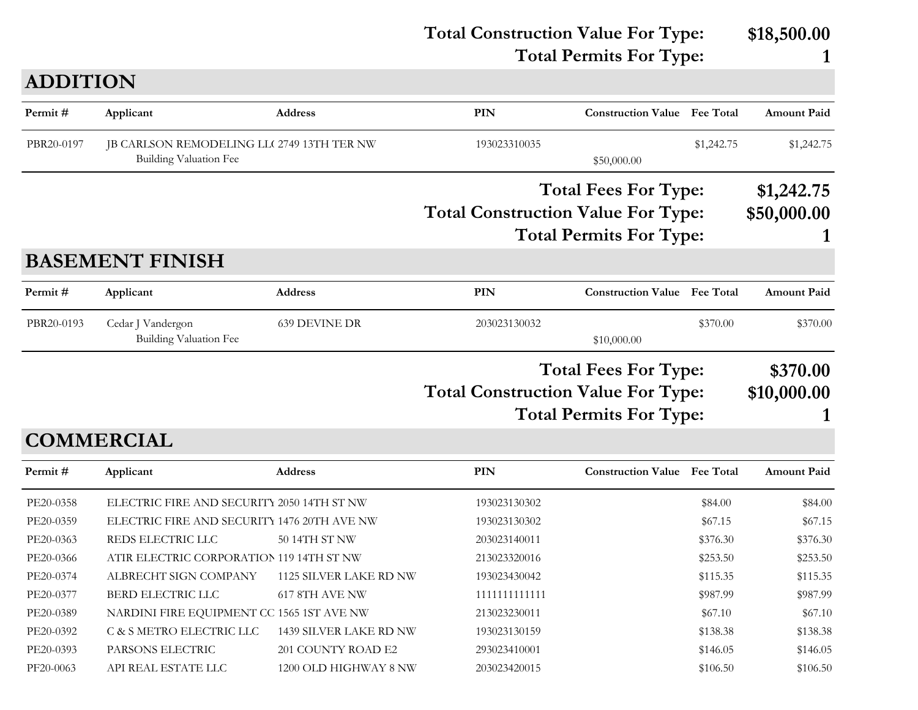**Total Construction Value For Type: $18,500.00**

**Total Permits For Type: 1**

## ADDITION

| Permit # | Applicant | Address | PIN | Construction Value | Fee Total | Amount Paid |
|---|---|---|---|---|---|---|
| PBR20-0197 | JB CARLSON REMODELING LL( | 2749 13TH TER NW | 193023310035 | | $1,242.75 | $1,242.75 |
| | Building Valuation Fee | | | $50,000.00 | | |

**Total Fees For Type: $1,242.75**

**Total Construction Value For Type: $50,000.00**

**Total Permits For Type: 1**

## BASEMENT FINISH

| Permit # | Applicant | Address | PIN | Construction Value | Fee Total | Amount Paid |
|---|---|---|---|---|---|---|
| PBR20-0193 | Cedar J Vandergon | 639 DEVINE DR | 203023130032 | | $370.00 | $370.00 |
| | Building Valuation Fee | | | $10,000.00 | | |

**Total Fees For Type: $370.00**

**Total Construction Value For Type: $10,000.00**

**Total Permits For Type: 1**

## COMMERCIAL

| Permit # | Applicant | Address | PIN | Construction Value | Fee Total | Amount Paid |
|---|---|---|---|---|---|---|
| PE20-0358 | ELECTRIC FIRE AND SECURITY | 2050 14TH ST NW | 193023130302 | | $84.00 | $84.00 |
| PE20-0359 | ELECTRIC FIRE AND SECURITY | 1476 20TH AVE NW | 193023130302 | | $67.15 | $67.15 |
| PE20-0363 | REDS ELECTRIC LLC | 50 14TH ST NW | 203023140011 | | $376.30 | $376.30 |
| PE20-0366 | ATIR ELECTRIC CORPORATION | 119 14TH ST NW | 213023320016 | | $253.50 | $253.50 |
| PE20-0374 | ALBRECHT SIGN COMPANY | 1125 SILVER LAKE RD NW | 193023430042 | | $115.35 | $115.35 |
| PE20-0377 | BERD ELECTRIC LLC | 617 8TH AVE NW | 1111111111111 | | $987.99 | $987.99 |
| PE20-0389 | NARDINI FIRE EQUIPMENT CC | 1565 1ST AVE NW | 213023230011 | | $67.10 | $67.10 |
| PE20-0392 | C & S METRO ELECTRIC LLC | 1439 SILVER LAKE RD NW | 193023130159 | | $138.38 | $138.38 |
| PE20-0393 | PARSONS ELECTRIC | 201 COUNTY ROAD E2 | 293023410001 | | $146.05 | $146.05 |
| PF20-0063 | API REAL ESTATE LLC | 1200 OLD HIGHWAY 8 NW | 203023420015 | | $106.50 | $106.50 |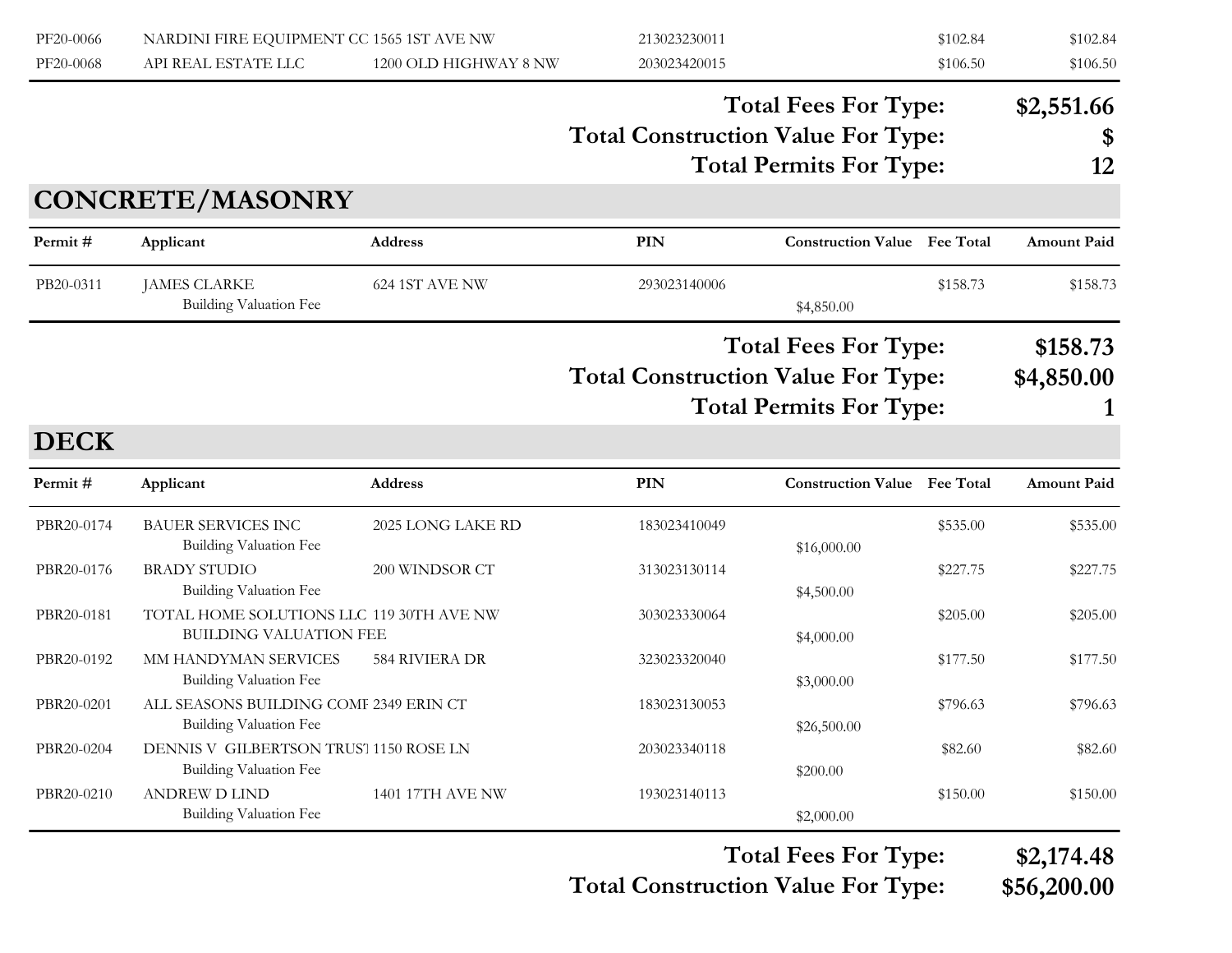| Permit # | Applicant | Address | PIN | Construction Value | Fee Total | Amount Paid |
|---|---|---|---|---|---|---|
| PF20-0066 | NARDINI FIRE EQUIPMENT CC | 1565 1ST AVE NW | 213023230011 | | $102.84 | $102.84 |
| PF20-0068 | API REAL ESTATE LLC | 1200 OLD HIGHWAY 8 NW | 203023420015 | | $106.50 | $106.50 |

**Total Fees For Type:** **$2,551.66**

**Total Construction Value For Type:** **$**

**Total Permits For Type:** **12**

## CONCRETE/MASONRY

| Permit # | Applicant | Address | PIN | Construction Value | Fee Total | Amount Paid |
|---|---|---|---|---|---|---|
| PB20-0311 | JAMES CLARKE | 624 1ST AVE NW | 293023140006 | | $158.73 | $158.73 |
| | Building Valuation Fee | | | $4,850.00 | | |

**Total Fees For Type:** **$158.73**

**Total Construction Value For Type:** **$4,850.00**

**Total Permits For Type:** **1**

## DECK

| Permit # | Applicant | Address | PIN | Construction Value | Fee Total | Amount Paid |
|---|---|---|---|---|---|---|
| PBR20-0174 | BAUER SERVICES INC | 2025 LONG LAKE RD | 183023410049 | | $535.00 | $535.00 |
| | Building Valuation Fee | | | $16,000.00 | | |
| PBR20-0176 | BRADY STUDIO | 200 WINDSOR CT | 313023130114 | | $227.75 | $227.75 |
| | Building Valuation Fee | | | $4,500.00 | | |
| PBR20-0181 | TOTAL HOME SOLUTIONS LLC | 119 30TH AVE NW | 303023330064 | | $205.00 | $205.00 |
| | BUILDING VALUATION FEE | | | $4,000.00 | | |
| PBR20-0192 | MM HANDYMAN SERVICES | 584 RIVIERA DR | 323023320040 | | $177.50 | $177.50 |
| | Building Valuation Fee | | | $3,000.00 | | |
| PBR20-0201 | ALL SEASONS BUILDING COMI | 2349 ERIN CT | 183023130053 | | $796.63 | $796.63 |
| | Building Valuation Fee | | | $26,500.00 | | |
| PBR20-0204 | DENNIS V GILBERTSON TRUST | 1150 ROSE LN | 203023340118 | | $82.60 | $82.60 |
| | Building Valuation Fee | | | $200.00 | | |
| PBR20-0210 | ANDREW D LIND | 1401 17TH AVE NW | 193023140113 | | $150.00 | $150.00 |
| | Building Valuation Fee | | | $2,000.00 | | |

**Total Fees For Type:** **$2,174.48**

**Total Construction Value For Type:** **$56,200.00**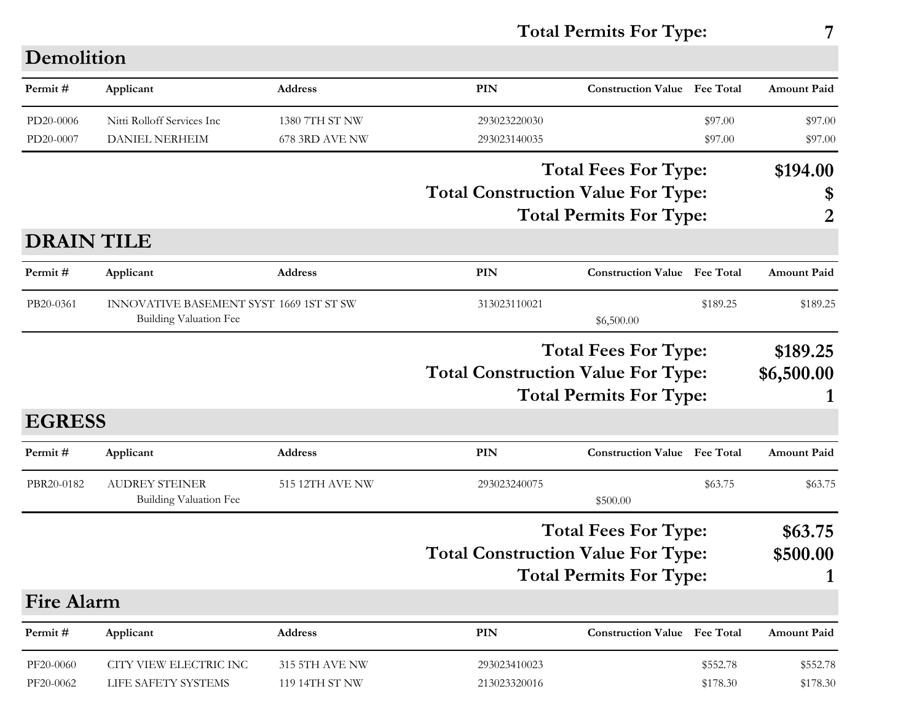**Total Permits For Type: 7**

## Demolition

| Permit # | Applicant | Address | PIN | Construction Value | Fee Total | Amount Paid |
|---|---|---|---|---|---|---|
| PD20-0006 | Nitti Rolloff Services Inc | 1380 7TH ST NW | 293023220030 | | $97.00 | $97.00 |
| PD20-0007 | DANIEL NERHEIM | 678 3RD AVE NW | 293023140035 | | $97.00 | $97.00 |

**Total Fees For Type: $194.00**
**Total Construction Value For Type: $**
**Total Permits For Type: 2**

## DRAIN TILE

| Permit # | Applicant | Address | PIN | Construction Value | Fee Total | Amount Paid |
|---|---|---|---|---|---|---|
| PB20-0361 | INNOVATIVE BASEMENT SYST | 1669 1ST ST SW | 313023110021 | | $189.25 | $189.25 |
| | Building Valuation Fee | | | $6,500.00 | | |

**Total Fees For Type: $189.25**
**Total Construction Value For Type: $6,500.00**
**Total Permits For Type: 1**

## EGRESS

| Permit # | Applicant | Address | PIN | Construction Value | Fee Total | Amount Paid |
|---|---|---|---|---|---|---|
| PBR20-0182 | AUDREY STEINER | 515 12TH AVE NW | 293023240075 | | $63.75 | $63.75 |
| | Building Valuation Fee | | | $500.00 | | |

**Total Fees For Type: $63.75**
**Total Construction Value For Type: $500.00**
**Total Permits For Type: 1**

## Fire Alarm

| Permit # | Applicant | Address | PIN | Construction Value | Fee Total | Amount Paid |
|---|---|---|---|---|---|---|
| PF20-0060 | CITY VIEW ELECTRIC INC | 315 5TH AVE NW | 293023410023 | | $552.78 | $552.78 |
| PF20-0062 | LIFE SAFETY SYSTEMS | 119 14TH ST NW | 213023320016 | | $178.30 | $178.30 |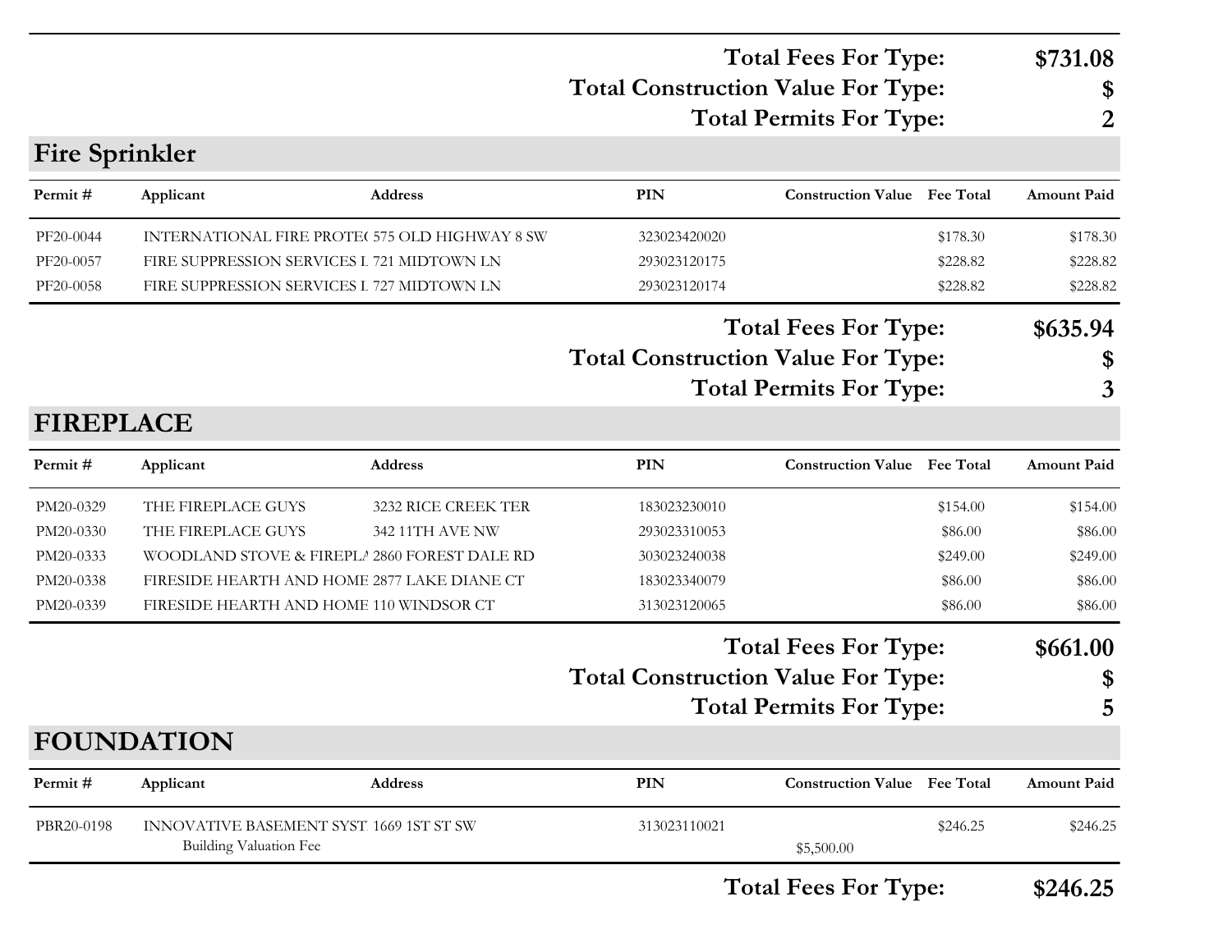**Total Fees For Type: $731.08**
**Total Construction Value For Type: $**
**Total Permits For Type: 2**

## Fire Sprinkler

| Permit # | Applicant | Address | PIN | Construction Value | Fee Total | Amount Paid |
|---|---|---|---|---|---|---|
| PF20-0044 | INTERNATIONAL FIRE PROTE( | 575 OLD HIGHWAY 8 SW | 323023420020 | | $178.30 | $178.30 |
| PF20-0057 | FIRE SUPPRESSION SERVICES I | 721 MIDTOWN LN | 293023120175 | | $228.82 | $228.82 |
| PF20-0058 | FIRE SUPPRESSION SERVICES I | 727 MIDTOWN LN | 293023120174 | | $228.82 | $228.82 |

**Total Fees For Type: $635.94**
**Total Construction Value For Type: $**
**Total Permits For Type: 3**

## FIREPLACE

| Permit # | Applicant | Address | PIN | Construction Value | Fee Total | Amount Paid |
|---|---|---|---|---|---|---|
| PM20-0329 | THE FIREPLACE GUYS | 3232 RICE CREEK TER | 183023230010 | | $154.00 | $154.00 |
| PM20-0330 | THE FIREPLACE GUYS | 342 11TH AVE NW | 293023310053 | | $86.00 | $86.00 |
| PM20-0333 | WOODLAND STOVE & FIREPLA | 2860 FOREST DALE RD | 303023240038 | | $249.00 | $249.00 |
| PM20-0338 | FIRESIDE HEARTH AND HOME | 2877 LAKE DIANE CT | 183023340079 | | $86.00 | $86.00 |
| PM20-0339 | FIRESIDE HEARTH AND HOME | 110 WINDSOR CT | 313023120065 | | $86.00 | $86.00 |

**Total Fees For Type: $661.00**
**Total Construction Value For Type: $**
**Total Permits For Type: 5**

## FOUNDATION

| Permit # | Applicant | Address | PIN | Construction Value | Fee Total | Amount Paid |
|---|---|---|---|---|---|---|
| PBR20-0198 | INNOVATIVE BASEMENT SYST | 1669 1ST ST SW | 313023110021 | | $246.25 | $246.25 |
| | Building Valuation Fee | | | $5,500.00 | | |

**Total Fees For Type: $246.25**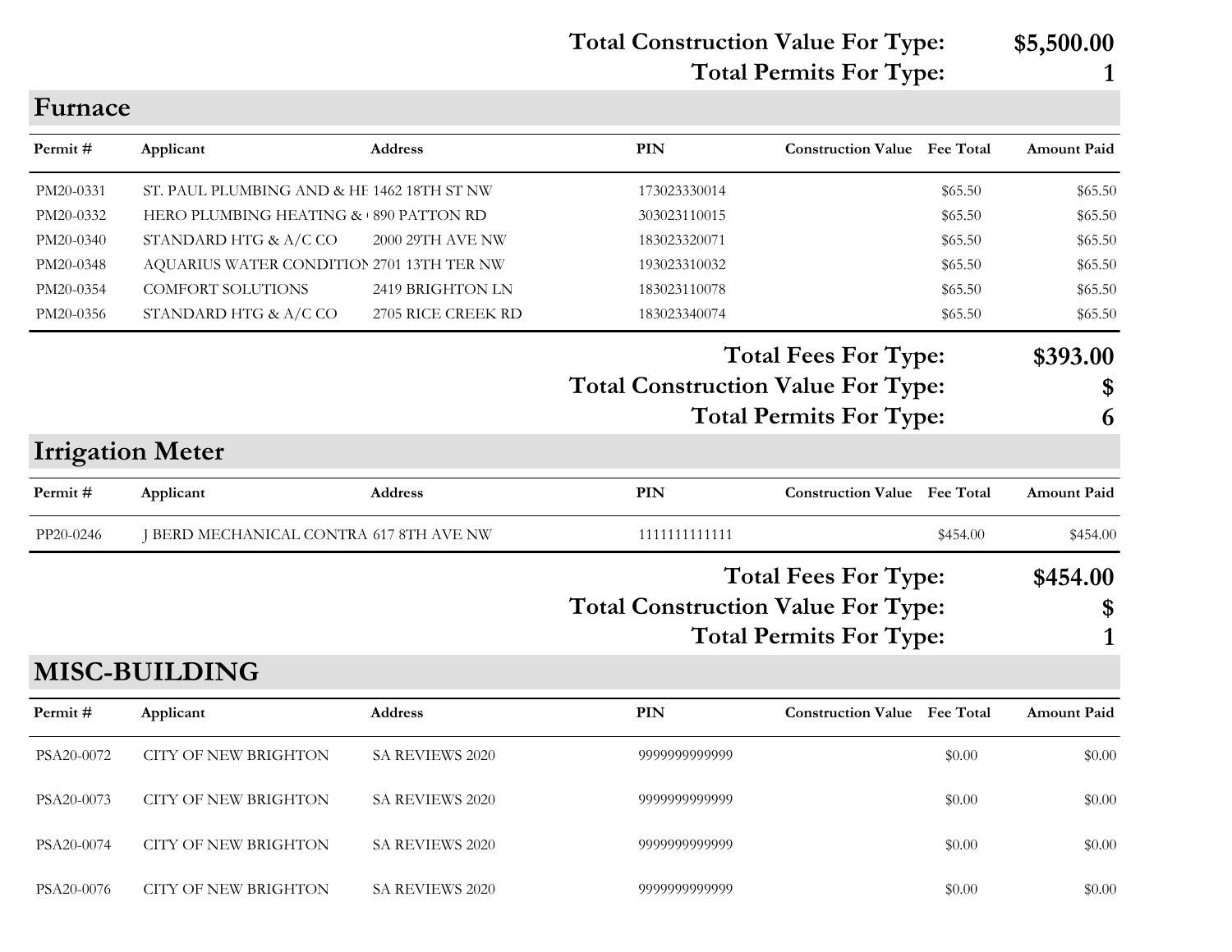**Total Construction Value For Type: $5,500.00**
**Total Permits For Type: 1**

## Furnace

| Permit # | Applicant | Address | PIN | Construction Value | Fee Total | Amount Paid |
|---|---|---|---|---|---|---|
| PM20-0331 | ST. PAUL PLUMBING AND & HE | 1462 18TH ST NW | 173023330014 | | $65.50 | $65.50 |
| PM20-0332 | HERO PLUMBING HEATING & | 890 PATTON RD | 303023110015 | | $65.50 | $65.50 |
| PM20-0340 | STANDARD HTG & A/C CO | 2000 29TH AVE NW | 183023320071 | | $65.50 | $65.50 |
| PM20-0348 | AQUARIUS WATER CONDITION | 2701 13TH TER NW | 193023310032 | | $65.50 | $65.50 |
| PM20-0354 | COMFORT SOLUTIONS | 2419 BRIGHTON LN | 183023110078 | | $65.50 | $65.50 |
| PM20-0356 | STANDARD HTG & A/C CO | 2705 RICE CREEK RD | 183023340074 | | $65.50 | $65.50 |

**Total Fees For Type: $393.00**
**Total Construction Value For Type: $**
**Total Permits For Type: 6**

## Irrigation Meter

| Permit # | Applicant | Address | PIN | Construction Value | Fee Total | Amount Paid |
|---|---|---|---|---|---|---|
| PP20-0246 | J BERD MECHANICAL CONTRA | 617 8TH AVE NW | 1111111111111 | | $454.00 | $454.00 |

**Total Fees For Type: $454.00**
**Total Construction Value For Type: $**
**Total Permits For Type: 1**

## MISC-BUILDING

| Permit # | Applicant | Address | PIN | Construction Value | Fee Total | Amount Paid |
|---|---|---|---|---|---|---|
| PSA20-0072 | CITY OF NEW BRIGHTON | SA REVIEWS 2020 | 9999999999999 | | $0.00 | $0.00 |
| PSA20-0073 | CITY OF NEW BRIGHTON | SA REVIEWS 2020 | 9999999999999 | | $0.00 | $0.00 |
| PSA20-0074 | CITY OF NEW BRIGHTON | SA REVIEWS 2020 | 9999999999999 | | $0.00 | $0.00 |
| PSA20-0076 | CITY OF NEW BRIGHTON | SA REVIEWS 2020 | 9999999999999 | | $0.00 | $0.00 |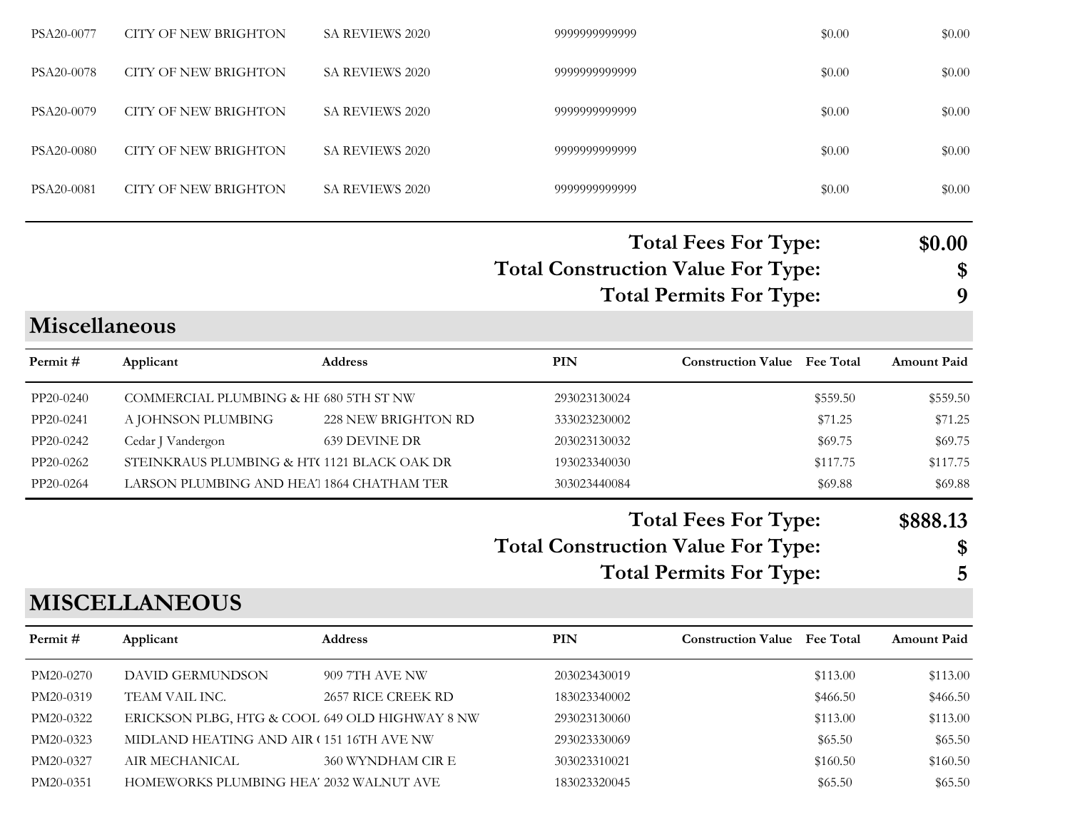| | | | | | | |
|---|---|---|---|---|---|---|
| PSA20-0077 | CITY OF NEW BRIGHTON | SA REVIEWS 2020 | 9999999999999 | | $0.00 | $0.00 |
| PSA20-0078 | CITY OF NEW BRIGHTON | SA REVIEWS 2020 | 9999999999999 | | $0.00 | $0.00 |
| PSA20-0079 | CITY OF NEW BRIGHTON | SA REVIEWS 2020 | 9999999999999 | | $0.00 | $0.00 |
| PSA20-0080 | CITY OF NEW BRIGHTON | SA REVIEWS 2020 | 9999999999999 | | $0.00 | $0.00 |
| PSA20-0081 | CITY OF NEW BRIGHTON | SA REVIEWS 2020 | 9999999999999 | | $0.00 | $0.00 |

**Total Fees For Type:** **$0.00**
**Total Construction Value For Type:** **$**
**Total Permits For Type:** **9**

## Miscellaneous

| Permit # | Applicant | Address | PIN | Construction Value | Fee Total | Amount Paid |
|---|---|---|---|---|---|---|
| PP20-0240 | COMMERCIAL PLUMBING & HE | 680 5TH ST NW | 293023130024 | | $559.50 | $559.50 |
| PP20-0241 | A JOHNSON PLUMBING | 228 NEW BRIGHTON RD | 333023230002 | | $71.25 | $71.25 |
| PP20-0242 | Cedar J Vandergon | 639 DEVINE DR | 203023130032 | | $69.75 | $69.75 |
| PP20-0262 | STEINKRAUS PLUMBING & HT( | 1121 BLACK OAK DR | 193023340030 | | $117.75 | $117.75 |
| PP20-0264 | LARSON PLUMBING AND HEA | 1864 CHATHAM TER | 303023440084 | | $69.88 | $69.88 |

**Total Fees For Type:** **$888.13**
**Total Construction Value For Type:** **$**
**Total Permits For Type:** **5**

## MISCELLANEOUS

| Permit # | Applicant | Address | PIN | Construction Value | Fee Total | Amount Paid |
|---|---|---|---|---|---|---|
| PM20-0270 | DAVID GERMUNDSON | 909 7TH AVE NW | 203023430019 | | $113.00 | $113.00 |
| PM20-0319 | TEAM VAIL INC. | 2657 RICE CREEK RD | 183023340002 | | $466.50 | $466.50 |
| PM20-0322 | ERICKSON PLBG, HTG & COOL | 649 OLD HIGHWAY 8 NW | 293023130060 | | $113.00 | $113.00 |
| PM20-0323 | MIDLAND HEATING AND AIR ( | 151 16TH AVE NW | 293023330069 | | $65.50 | $65.50 |
| PM20-0327 | AIR MECHANICAL | 360 WYNDHAM CIR E | 303023310021 | | $160.50 | $160.50 |
| PM20-0351 | HOMEWORKS PLUMBING HEA | 2032 WALNUT AVE | 183023320045 | | $65.50 | $65.50 |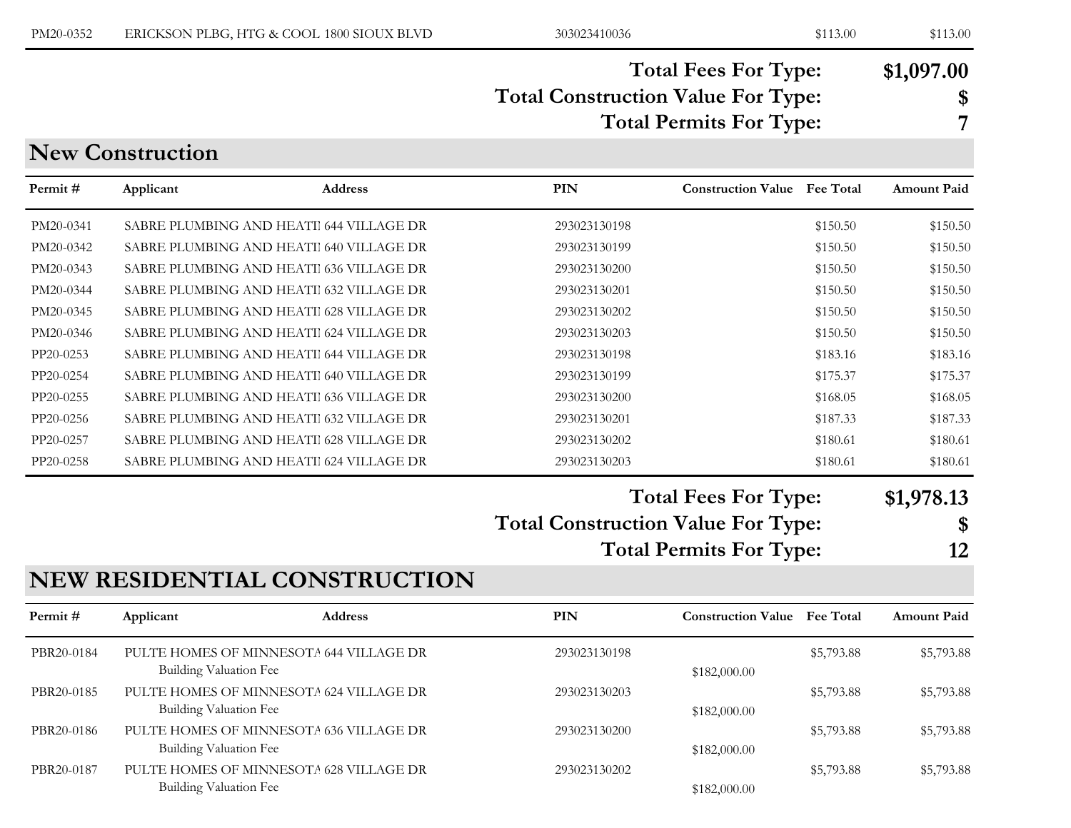| Permit # | Applicant | Address | PIN | Construction Value | Fee Total | Amount Paid |
|---|---|---|---|---|---|---|
| PM20-0352 | ERICKSON PLBG, HTG & COOL | 1800 SIOUX BLVD | 303023410036 | | $113.00 | $113.00 |

**Total Fees For Type: $1,097.00**
**Total Construction Value For Type: $**
**Total Permits For Type: 7**

## New Construction

| Permit # | Applicant | Address | PIN | Construction Value | Fee Total | Amount Paid |
|---|---|---|---|---|---|---|
| PM20-0341 | SABRE PLUMBING AND HEATI | 644 VILLAGE DR | 293023130198 | | $150.50 | $150.50 |
| PM20-0342 | SABRE PLUMBING AND HEATI | 640 VILLAGE DR | 293023130199 | | $150.50 | $150.50 |
| PM20-0343 | SABRE PLUMBING AND HEATI | 636 VILLAGE DR | 293023130200 | | $150.50 | $150.50 |
| PM20-0344 | SABRE PLUMBING AND HEATI | 632 VILLAGE DR | 293023130201 | | $150.50 | $150.50 |
| PM20-0345 | SABRE PLUMBING AND HEATI | 628 VILLAGE DR | 293023130202 | | $150.50 | $150.50 |
| PM20-0346 | SABRE PLUMBING AND HEATI | 624 VILLAGE DR | 293023130203 | | $150.50 | $150.50 |
| PP20-0253 | SABRE PLUMBING AND HEATI | 644 VILLAGE DR | 293023130198 | | $183.16 | $183.16 |
| PP20-0254 | SABRE PLUMBING AND HEATI | 640 VILLAGE DR | 293023130199 | | $175.37 | $175.37 |
| PP20-0255 | SABRE PLUMBING AND HEATI | 636 VILLAGE DR | 293023130200 | | $168.05 | $168.05 |
| PP20-0256 | SABRE PLUMBING AND HEATI | 632 VILLAGE DR | 293023130201 | | $187.33 | $187.33 |
| PP20-0257 | SABRE PLUMBING AND HEATI | 628 VILLAGE DR | 293023130202 | | $180.61 | $180.61 |
| PP20-0258 | SABRE PLUMBING AND HEATI | 624 VILLAGE DR | 293023130203 | | $180.61 | $180.61 |

**Total Fees For Type: $1,978.13**
**Total Construction Value For Type: $**
**Total Permits For Type: 12**

## NEW RESIDENTIAL CONSTRUCTION

| Permit # | Applicant | Address | PIN | Construction Value | Fee Total | Amount Paid |
|---|---|---|---|---|---|---|
| PBR20-0184 | PULTE HOMES OF MINNESOTA | 644 VILLAGE DR | 293023130198 | | $5,793.88 | $5,793.88 |
| | Building Valuation Fee | | | $182,000.00 | | |
| PBR20-0185 | PULTE HOMES OF MINNESOTA | 624 VILLAGE DR | 293023130203 | | $5,793.88 | $5,793.88 |
| | Building Valuation Fee | | | $182,000.00 | | |
| PBR20-0186 | PULTE HOMES OF MINNESOTA | 636 VILLAGE DR | 293023130200 | | $5,793.88 | $5,793.88 |
| | Building Valuation Fee | | | $182,000.00 | | |
| PBR20-0187 | PULTE HOMES OF MINNESOTA | 628 VILLAGE DR | 293023130202 | | $5,793.88 | $5,793.88 |
| | Building Valuation Fee | | | $182,000.00 | | |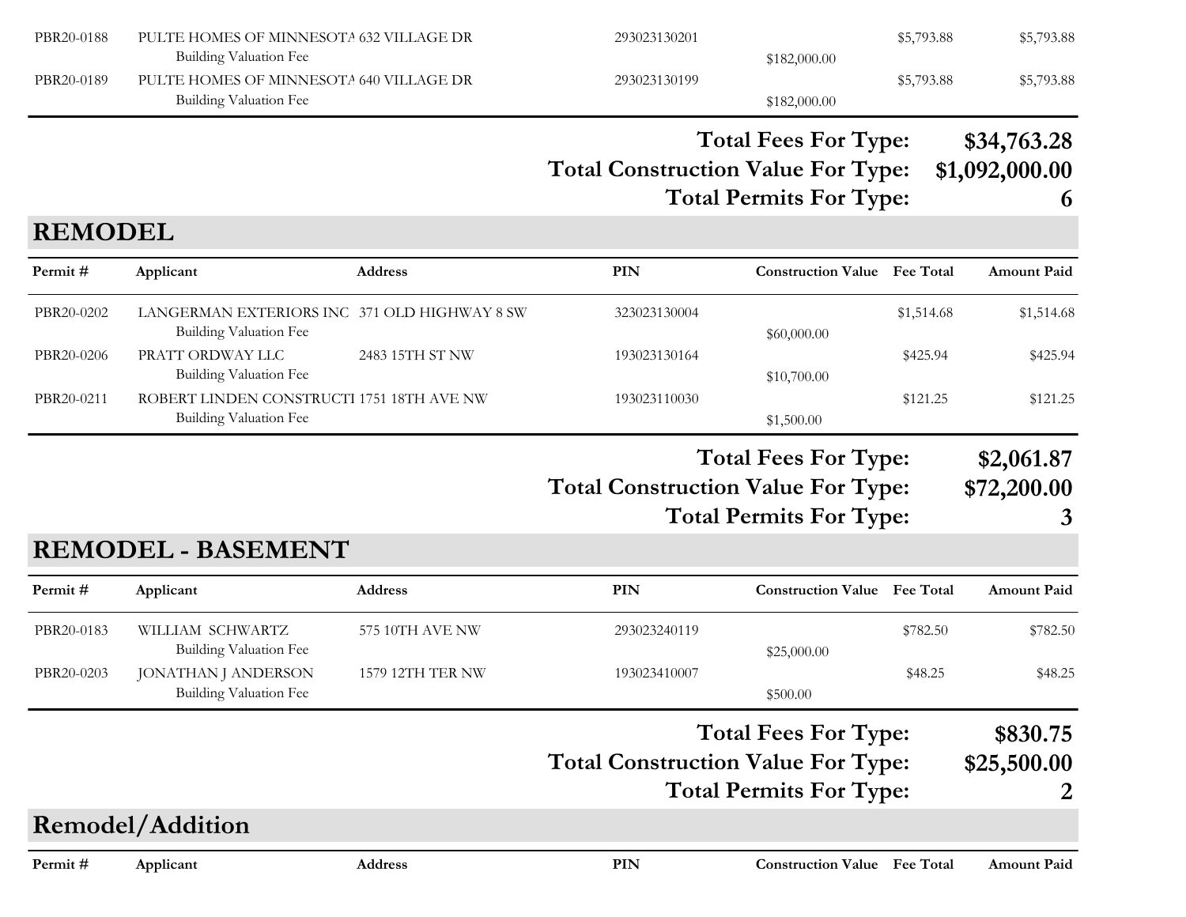| Permit # | Applicant | Address | PIN | Construction Value | Fee Total | Amount Paid |
|---|---|---|---|---|---|---|
| PBR20-0188 | PULTE HOMES OF MINNESOTA | 632 VILLAGE DR | 293023130201 | | $5,793.88 | $5,793.88 |
| | Building Valuation Fee | | | $182,000.00 | | |
| PBR20-0189 | PULTE HOMES OF MINNESOTA | 640 VILLAGE DR | 293023130199 | | $5,793.88 | $5,793.88 |
| | Building Valuation Fee | | | $182,000.00 | | |

**Total Fees For Type: $34,763.28**

**Total Construction Value For Type: $1,092,000.00**

**Total Permits For Type: 6**

## REMODEL

| Permit # | Applicant | Address | PIN | Construction Value | Fee Total | Amount Paid |
|---|---|---|---|---|---|---|
| PBR20-0202 | LANGERMAN EXTERIORS INC | 371 OLD HIGHWAY 8 SW | 323023130004 | | $1,514.68 | $1,514.68 |
| | Building Valuation Fee | | | $60,000.00 | | |
| PBR20-0206 | PRATT ORDWAY LLC | 2483 15TH ST NW | 193023130164 | | $425.94 | $425.94 |
| | Building Valuation Fee | | | $10,700.00 | | |
| PBR20-0211 | ROBERT LINDEN CONSTRUCTI | 1751 18TH AVE NW | 193023110030 | | $121.25 | $121.25 |
| | Building Valuation Fee | | | $1,500.00 | | |

**Total Fees For Type: $2,061.87**

**Total Construction Value For Type: $72,200.00**

**Total Permits For Type: 3**

## REMODEL - BASEMENT

| Permit # | Applicant | Address | PIN | Construction Value | Fee Total | Amount Paid |
|---|---|---|---|---|---|---|
| PBR20-0183 | WILLIAM SCHWARTZ | 575 10TH AVE NW | 293023240119 | | $782.50 | $782.50 |
| | Building Valuation Fee | | | $25,000.00 | | |
| PBR20-0203 | JONATHAN J ANDERSON | 1579 12TH TER NW | 193023410007 | | $48.25 | $48.25 |
| | Building Valuation Fee | | | $500.00 | | |

**Total Fees For Type: $830.75**

**Total Construction Value For Type: $25,500.00**

**Total Permits For Type: 2**

## Remodel/Addition

| Permit # | Applicant | Address | PIN | Construction Value | Fee Total | Amount Paid |
|---|---|---|---|---|---|---|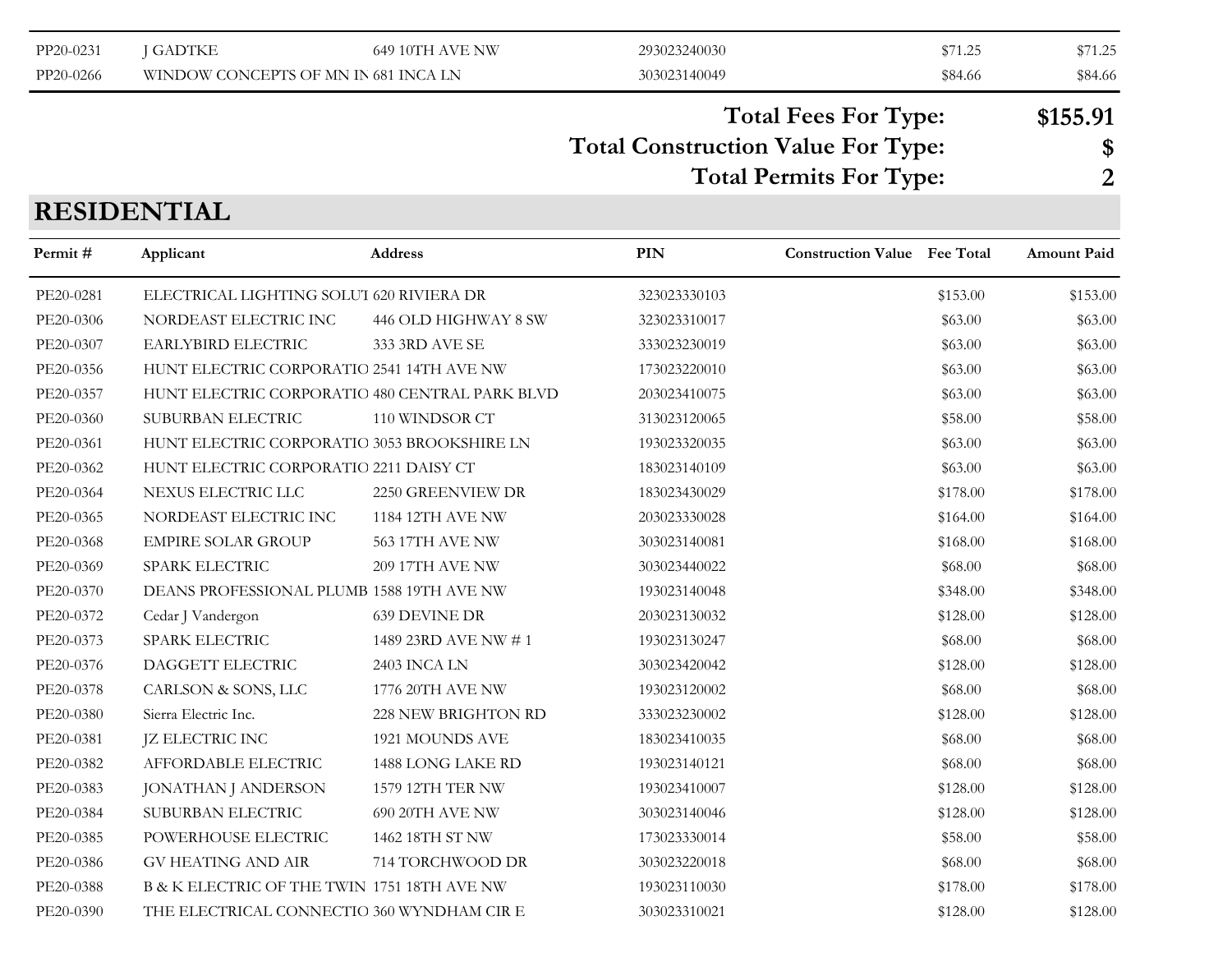| | | | | | | |
|---|---|---|---|---|---|---|
| PP20-0231 | J GADTKE | 649 10TH AVE NW | 293023240030 | | $71.25 | $71.25 |
| PP20-0266 | WINDOW CONCEPTS OF MN IN | 681 INCA LN | 303023140049 | | $84.66 | $84.66 |

**Total Fees For Type: $155.91**

**Total Construction Value For Type: $**

**Total Permits For Type: 2**

## RESIDENTIAL

| Permit # | Applicant | Address | PIN | Construction Value | Fee Total | Amount Paid |
|---|---|---|---|---|---|---|
| PE20-0281 | ELECTRICAL LIGHTING SOLUT | 620 RIVIERA DR | 323023330103 | | $153.00 | $153.00 |
| PE20-0306 | NORDEAST ELECTRIC INC | 446 OLD HIGHWAY 8 SW | 323023310017 | | $63.00 | $63.00 |
| PE20-0307 | EARLYBIRD ELECTRIC | 333 3RD AVE SE | 333023230019 | | $63.00 | $63.00 |
| PE20-0356 | HUNT ELECTRIC CORPORATIO | 2541 14TH AVE NW | 173023220010 | | $63.00 | $63.00 |
| PE20-0357 | HUNT ELECTRIC CORPORATIO | 480 CENTRAL PARK BLVD | 203023410075 | | $63.00 | $63.00 |
| PE20-0360 | SUBURBAN ELECTRIC | 110 WINDSOR CT | 313023120065 | | $58.00 | $58.00 |
| PE20-0361 | HUNT ELECTRIC CORPORATIO | 3053 BROOKSHIRE LN | 193023320035 | | $63.00 | $63.00 |
| PE20-0362 | HUNT ELECTRIC CORPORATIO | 2211 DAISY CT | 183023140109 | | $63.00 | $63.00 |
| PE20-0364 | NEXUS ELECTRIC LLC | 2250 GREENVIEW DR | 183023430029 | | $178.00 | $178.00 |
| PE20-0365 | NORDEAST ELECTRIC INC | 1184 12TH AVE NW | 203023330028 | | $164.00 | $164.00 |
| PE20-0368 | EMPIRE SOLAR GROUP | 563 17TH AVE NW | 303023140081 | | $168.00 | $168.00 |
| PE20-0369 | SPARK ELECTRIC | 209 17TH AVE NW | 303023440022 | | $68.00 | $68.00 |
| PE20-0370 | DEANS PROFESSIONAL PLUMB | 1588 19TH AVE NW | 193023140048 | | $348.00 | $348.00 |
| PE20-0372 | Cedar J Vandergon | 639 DEVINE DR | 203023130032 | | $128.00 | $128.00 |
| PE20-0373 | SPARK ELECTRIC | 1489 23RD AVE NW # 1 | 193023130247 | | $68.00 | $68.00 |
| PE20-0376 | DAGGETT ELECTRIC | 2403 INCA LN | 303023420042 | | $128.00 | $128.00 |
| PE20-0378 | CARLSON & SONS, LLC | 1776 20TH AVE NW | 193023120002 | | $68.00 | $68.00 |
| PE20-0380 | Sierra Electric Inc. | 228 NEW BRIGHTON RD | 333023230002 | | $128.00 | $128.00 |
| PE20-0381 | JZ ELECTRIC INC | 1921 MOUNDS AVE | 183023410035 | | $68.00 | $68.00 |
| PE20-0382 | AFFORDABLE ELECTRIC | 1488 LONG LAKE RD | 193023140121 | | $68.00 | $68.00 |
| PE20-0383 | JONATHAN J ANDERSON | 1579 12TH TER NW | 193023410007 | | $128.00 | $128.00 |
| PE20-0384 | SUBURBAN ELECTRIC | 690 20TH AVE NW | 303023140046 | | $128.00 | $128.00 |
| PE20-0385 | POWERHOUSE ELECTRIC | 1462 18TH ST NW | 173023330014 | | $58.00 | $58.00 |
| PE20-0386 | GV HEATING AND AIR | 714 TORCHWOOD DR | 303023220018 | | $68.00 | $68.00 |
| PE20-0388 | B & K ELECTRIC OF THE TWIN | 1751 18TH AVE NW | 193023110030 | | $178.00 | $178.00 |
| PE20-0390 | THE ELECTRICAL CONNECTIO | 360 WYNDHAM CIR E | 303023310021 | | $128.00 | $128.00 |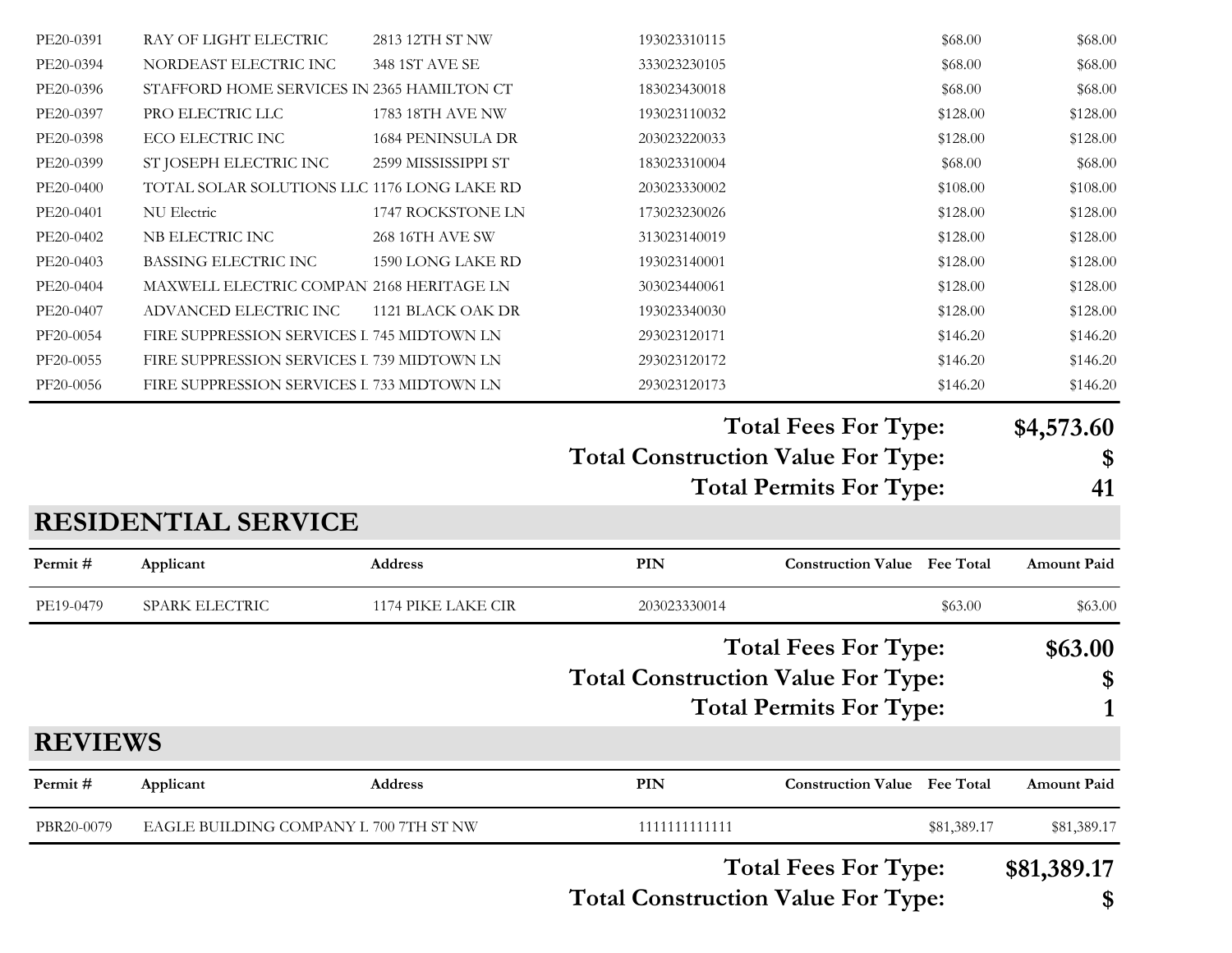| Permit # | Applicant | Address | PIN | Construction Value | Fee Total | Amount Paid |
|---|---|---|---|---|---|---|
| PE20-0391 | RAY OF LIGHT ELECTRIC | 2813 12TH ST NW | 193023310115 | | $68.00 | $68.00 |
| PE20-0394 | NORDEAST ELECTRIC INC | 348 1ST AVE SE | 333023230105 | | $68.00 | $68.00 |
| PE20-0396 | STAFFORD HOME SERVICES IN | 2365 HAMILTON CT | 183023430018 | | $68.00 | $68.00 |
| PE20-0397 | PRO ELECTRIC LLC | 1783 18TH AVE NW | 193023110032 | | $128.00 | $128.00 |
| PE20-0398 | ECO ELECTRIC INC | 1684 PENINSULA DR | 203023220033 | | $128.00 | $128.00 |
| PE20-0399 | ST JOSEPH ELECTRIC INC | 2599 MISSISSIPPI ST | 183023310004 | | $68.00 | $68.00 |
| PE20-0400 | TOTAL SOLAR SOLUTIONS LLC | 1176 LONG LAKE RD | 203023330002 | | $108.00 | $108.00 |
| PE20-0401 | NU Electric | 1747 ROCKSTONE LN | 173023230026 | | $128.00 | $128.00 |
| PE20-0402 | NB ELECTRIC INC | 268 16TH AVE SW | 313023140019 | | $128.00 | $128.00 |
| PE20-0403 | BASSING ELECTRIC INC | 1590 LONG LAKE RD | 193023140001 | | $128.00 | $128.00 |
| PE20-0404 | MAXWELL ELECTRIC COMPAN | 2168 HERITAGE LN | 303023440061 | | $128.00 | $128.00 |
| PE20-0407 | ADVANCED ELECTRIC INC | 1121 BLACK OAK DR | 193023340030 | | $128.00 | $128.00 |
| PF20-0054 | FIRE SUPPRESSION SERVICES L | 745 MIDTOWN LN | 293023120171 | | $146.20 | $146.20 |
| PF20-0055 | FIRE SUPPRESSION SERVICES L | 739 MIDTOWN LN | 293023120172 | | $146.20 | $146.20 |
| PF20-0056 | FIRE SUPPRESSION SERVICES L | 733 MIDTOWN LN | 293023120173 | | $146.20 | $146.20 |

**Total Fees For Type: $4,573.60**

**Total Construction Value For Type: $**

**Total Permits For Type: 41**

## RESIDENTIAL SERVICE

| Permit # | Applicant | Address | PIN | Construction Value | Fee Total | Amount Paid |
|---|---|---|---|---|---|---|
| PE19-0479 | SPARK ELECTRIC | 1174 PIKE LAKE CIR | 203023330014 | | $63.00 | $63.00 |

**Total Fees For Type: $63.00**

**Total Construction Value For Type: $**

**Total Permits For Type: 1**

## REVIEWS

| Permit # | Applicant | Address | PIN | Construction Value | Fee Total | Amount Paid |
|---|---|---|---|---|---|---|
| PBR20-0079 | EAGLE BUILDING COMPANY L | 700 7TH ST NW | 1111111111111 | | $81,389.17 | $81,389.17 |

**Total Fees For Type: $81,389.17**

**Total Construction Value For Type: $**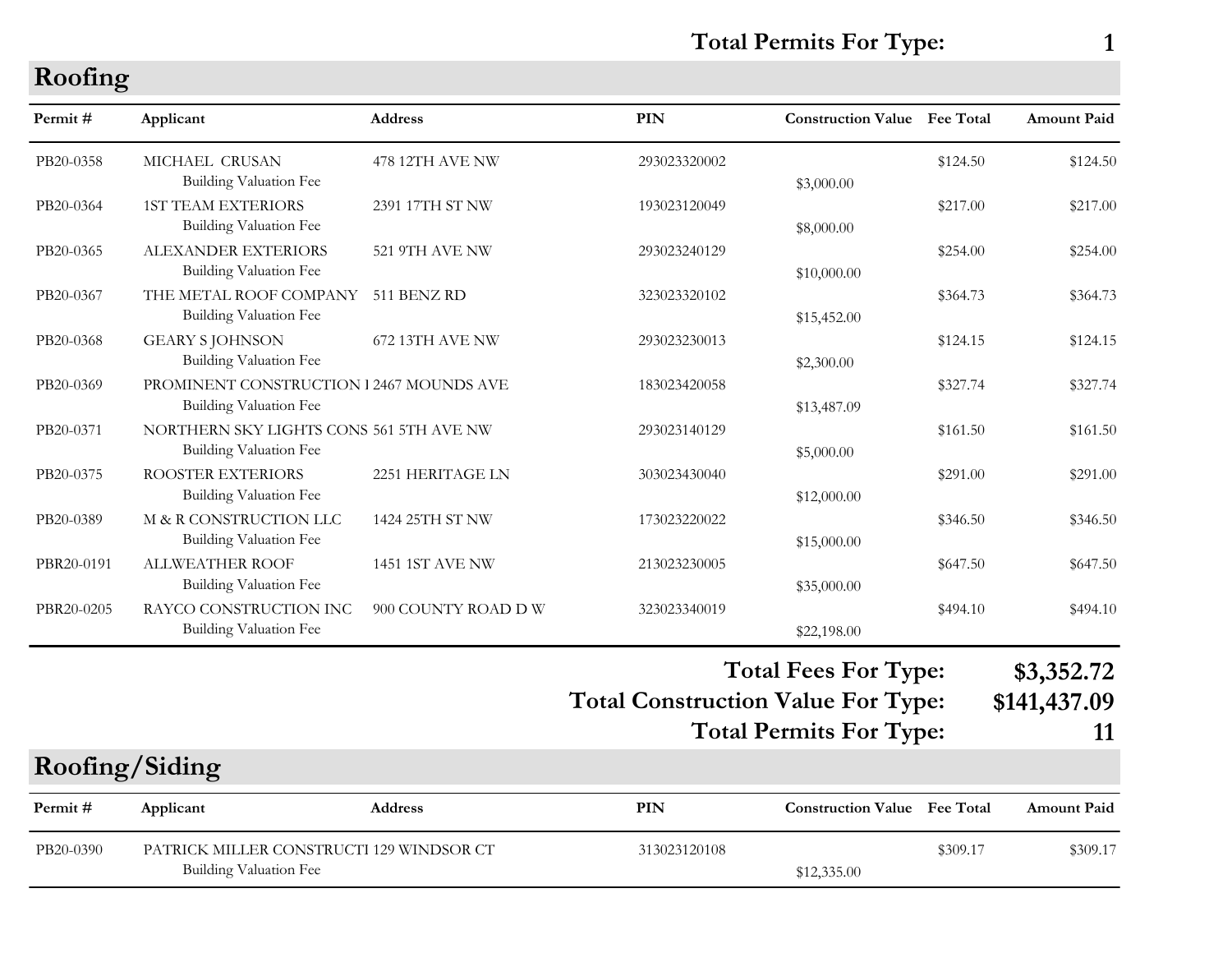**Total Permits For Type: 1**

## Roofing

| Permit # | Applicant | Address | PIN | Construction Value | Fee Total | Amount Paid |
|---|---|---|---|---|---|---|
| PB20-0358 | MICHAEL CRUSAN | 478 12TH AVE NW | 293023320002 | | $124.50 | $124.50 |
| | Building Valuation Fee | | | $3,000.00 | | |
| PB20-0364 | 1ST TEAM EXTERIORS | 2391 17TH ST NW | 193023120049 | | $217.00 | $217.00 |
| | Building Valuation Fee | | | $8,000.00 | | |
| PB20-0365 | ALEXANDER EXTERIORS | 521 9TH AVE NW | 293023240129 | | $254.00 | $254.00 |
| | Building Valuation Fee | | | $10,000.00 | | |
| PB20-0367 | THE METAL ROOF COMPANY | 511 BENZ RD | 323023320102 | | $364.73 | $364.73 |
| | Building Valuation Fee | | | $15,452.00 | | |
| PB20-0368 | GEARY S JOHNSON | 672 13TH AVE NW | 293023230013 | | $124.15 | $124.15 |
| | Building Valuation Fee | | | $2,300.00 | | |
| PB20-0369 | PROMINENT CONSTRUCTION I | 2467 MOUNDS AVE | 183023420058 | | $327.74 | $327.74 |
| | Building Valuation Fee | | | $13,487.09 | | |
| PB20-0371 | NORTHERN SKY LIGHTS CONS | 561 5TH AVE NW | 293023140129 | | $161.50 | $161.50 |
| | Building Valuation Fee | | | $5,000.00 | | |
| PB20-0375 | ROOSTER EXTERIORS | 2251 HERITAGE LN | 303023430040 | | $291.00 | $291.00 |
| | Building Valuation Fee | | | $12,000.00 | | |
| PB20-0389 | M & R CONSTRUCTION LLC | 1424 25TH ST NW | 173023220022 | | $346.50 | $346.50 |
| | Building Valuation Fee | | | $15,000.00 | | |
| PBR20-0191 | ALLWEATHER ROOF | 1451 1ST AVE NW | 213023230005 | | $647.50 | $647.50 |
| | Building Valuation Fee | | | $35,000.00 | | |
| PBR20-0205 | RAYCO CONSTRUCTION INC | 900 COUNTY ROAD D W | 323023340019 | | $494.10 | $494.10 |
| | Building Valuation Fee | | | $22,198.00 | | |

**Total Fees For Type: $3,352.72**

**Total Construction Value For Type: $141,437.09**

**Total Permits For Type: 11**

## Roofing/Siding

| Permit # | Applicant | Address | PIN | Construction Value | Fee Total | Amount Paid |
|---|---|---|---|---|---|---|
| PB20-0390 | PATRICK MILLER CONSTRUCTI | 129 WINDSOR CT | 313023120108 | | $309.17 | $309.17 |
| | Building Valuation Fee | | | $12,335.00 | | |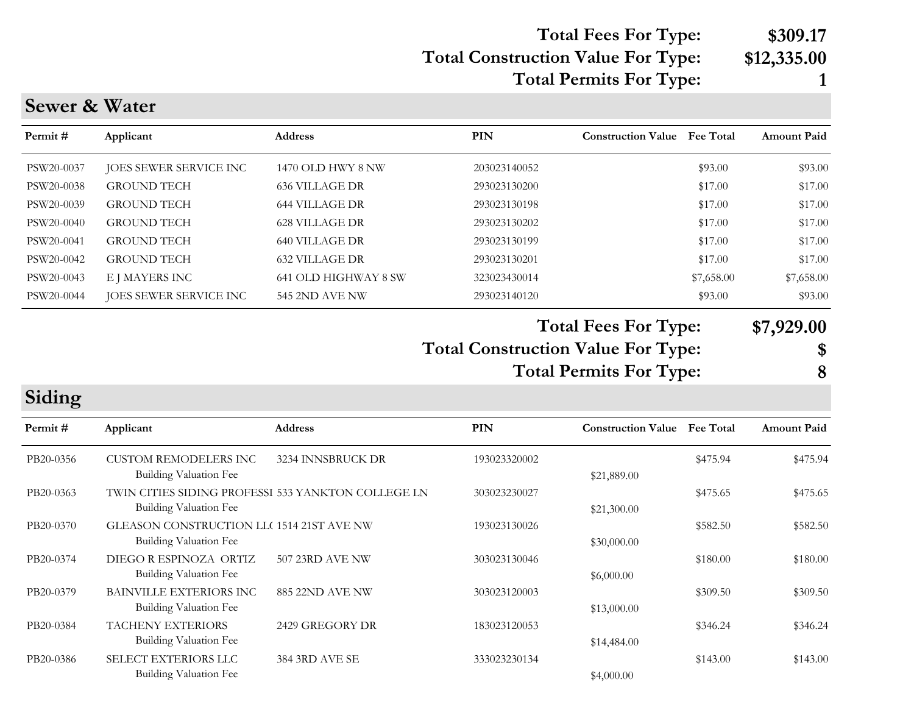**Total Fees For Type: $309.17**
**Total Construction Value For Type: $12,335.00**
**Total Permits For Type: 1**

## Sewer & Water

| Permit # | Applicant | Address | PIN | Construction Value | Fee Total | Amount Paid |
|---|---|---|---|---|---|---|
| PSW20-0037 | JOES SEWER SERVICE INC | 1470 OLD HWY 8 NW | 203023140052 | | $93.00 | $93.00 |
| PSW20-0038 | GROUND TECH | 636 VILLAGE DR | 293023130200 | | $17.00 | $17.00 |
| PSW20-0039 | GROUND TECH | 644 VILLAGE DR | 293023130198 | | $17.00 | $17.00 |
| PSW20-0040 | GROUND TECH | 628 VILLAGE DR | 293023130202 | | $17.00 | $17.00 |
| PSW20-0041 | GROUND TECH | 640 VILLAGE DR | 293023130199 | | $17.00 | $17.00 |
| PSW20-0042 | GROUND TECH | 632 VILLAGE DR | 293023130201 | | $17.00 | $17.00 |
| PSW20-0043 | E J MAYERS INC | 641 OLD HIGHWAY 8 SW | 323023430014 | | $7,658.00 | $7,658.00 |
| PSW20-0044 | JOES SEWER SERVICE INC | 545 2ND AVE NW | 293023140120 | | $93.00 | $93.00 |

**Total Fees For Type: $7,929.00**
**Total Construction Value For Type: $**
**Total Permits For Type: 8**

## Siding

| Permit # | Applicant | Address | PIN | Construction Value | Fee Total | Amount Paid |
|---|---|---|---|---|---|---|
| PB20-0356 | CUSTOM REMODELERS INC<br>Building Valuation Fee | 3234 INNSBRUCK DR | 193023320002 | $21,889.00 | $475.94 | $475.94 |
| PB20-0363 | TWIN CITIES SIDING PROFESSI<br>Building Valuation Fee | 533 YANKTON COLLEGE LN | 303023230027 | $21,300.00 | $475.65 | $475.65 |
| PB20-0370 | GLEASON CONSTRUCTION LL(<br>Building Valuation Fee | 1514 21ST AVE NW | 193023130026 | $30,000.00 | $582.50 | $582.50 |
| PB20-0374 | DIEGO R ESPINOZA ORTIZ<br>Building Valuation Fee | 507 23RD AVE NW | 303023130046 | $6,000.00 | $180.00 | $180.00 |
| PB20-0379 | BAINVILLE EXTERIORS INC<br>Building Valuation Fee | 885 22ND AVE NW | 303023120003 | $13,000.00 | $309.50 | $309.50 |
| PB20-0384 | TACHENY EXTERIORS<br>Building Valuation Fee | 2429 GREGORY DR | 183023120053 | $14,484.00 | $346.24 | $346.24 |
| PB20-0386 | SELECT EXTERIORS LLC<br>Building Valuation Fee | 384 3RD AVE SE | 333023230134 | $4,000.00 | $143.00 | $143.00 |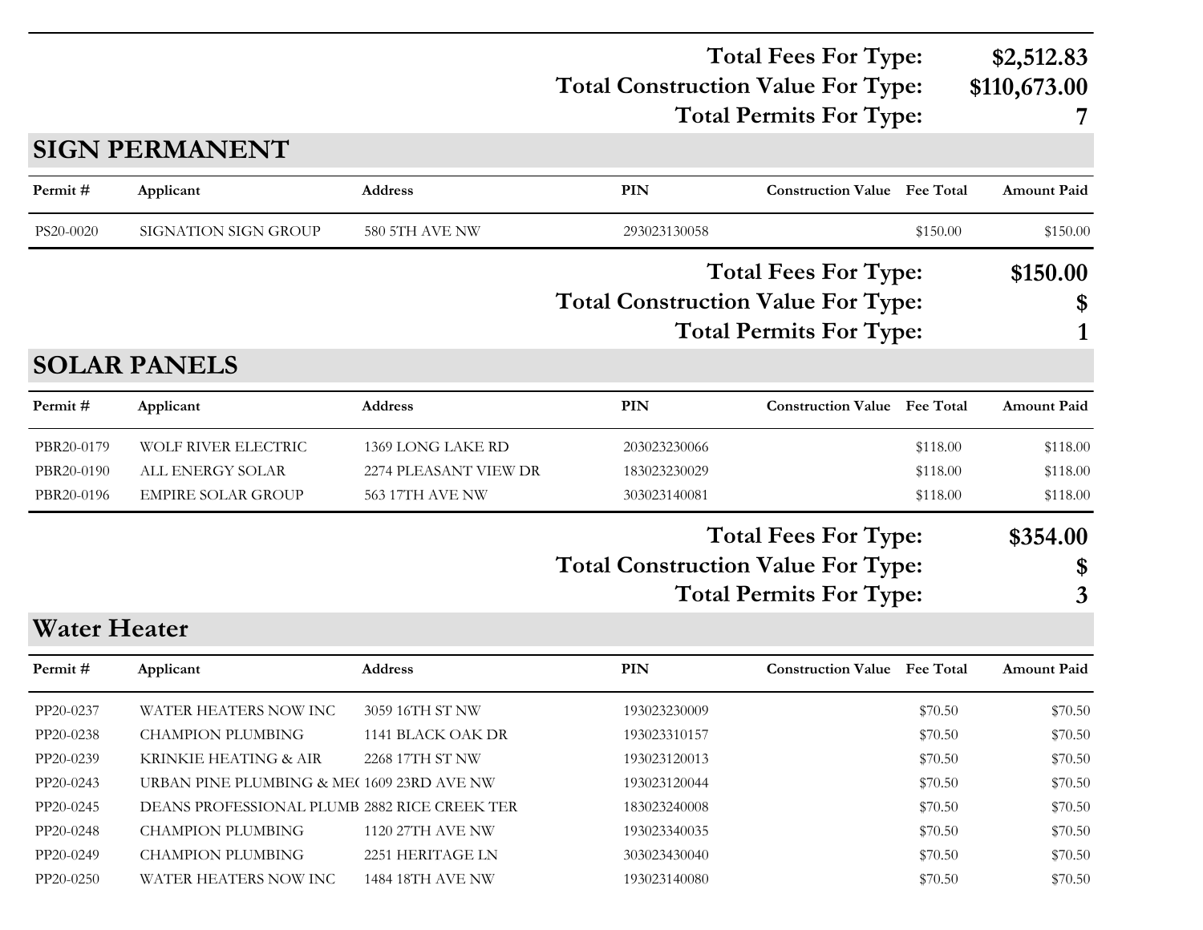Total Fees For Type: **$2,512.83**
Total Construction Value For Type: **$110,673.00**
Total Permits For Type: **7**

## SIGN PERMANENT

| Permit # | Applicant | Address | PIN | Construction Value | Fee Total | Amount Paid |
|---|---|---|---|---|---|---|
| PS20-0020 | SIGNATION SIGN GROUP | 580 5TH AVE NW | 293023130058 | | $150.00 | $150.00 |

Total Fees For Type: **$150.00**
Total Construction Value For Type: **$**
Total Permits For Type: **1**

## SOLAR PANELS

| Permit # | Applicant | Address | PIN | Construction Value | Fee Total | Amount Paid |
|---|---|---|---|---|---|---|
| PBR20-0179 | WOLF RIVER ELECTRIC | 1369 LONG LAKE RD | 203023230066 | | $118.00 | $118.00 |
| PBR20-0190 | ALL ENERGY SOLAR | 2274 PLEASANT VIEW DR | 183023230029 | | $118.00 | $118.00 |
| PBR20-0196 | EMPIRE SOLAR GROUP | 563 17TH AVE NW | 303023140081 | | $118.00 | $118.00 |

Total Fees For Type: **$354.00**
Total Construction Value For Type: **$**
Total Permits For Type: **3**

## Water Heater

| Permit # | Applicant | Address | PIN | Construction Value | Fee Total | Amount Paid |
|---|---|---|---|---|---|---|
| PP20-0237 | WATER HEATERS NOW INC | 3059 16TH ST NW | 193023230009 | | $70.50 | $70.50 |
| PP20-0238 | CHAMPION PLUMBING | 1141 BLACK OAK DR | 193023310157 | | $70.50 | $70.50 |
| PP20-0239 | KRINKIE HEATING & AIR | 2268 17TH ST NW | 193023120013 | | $70.50 | $70.50 |
| PP20-0243 | URBAN PINE PLUMBING & ME( | 1609 23RD AVE NW | 193023120044 | | $70.50 | $70.50 |
| PP20-0245 | DEANS PROFESSIONAL PLUMB | 2882 RICE CREEK TER | 183023240008 | | $70.50 | $70.50 |
| PP20-0248 | CHAMPION PLUMBING | 1120 27TH AVE NW | 193023340035 | | $70.50 | $70.50 |
| PP20-0249 | CHAMPION PLUMBING | 2251 HERITAGE LN | 303023430040 | | $70.50 | $70.50 |
| PP20-0250 | WATER HEATERS NOW INC | 1484 18TH AVE NW | 193023140080 | | $70.50 | $70.50 |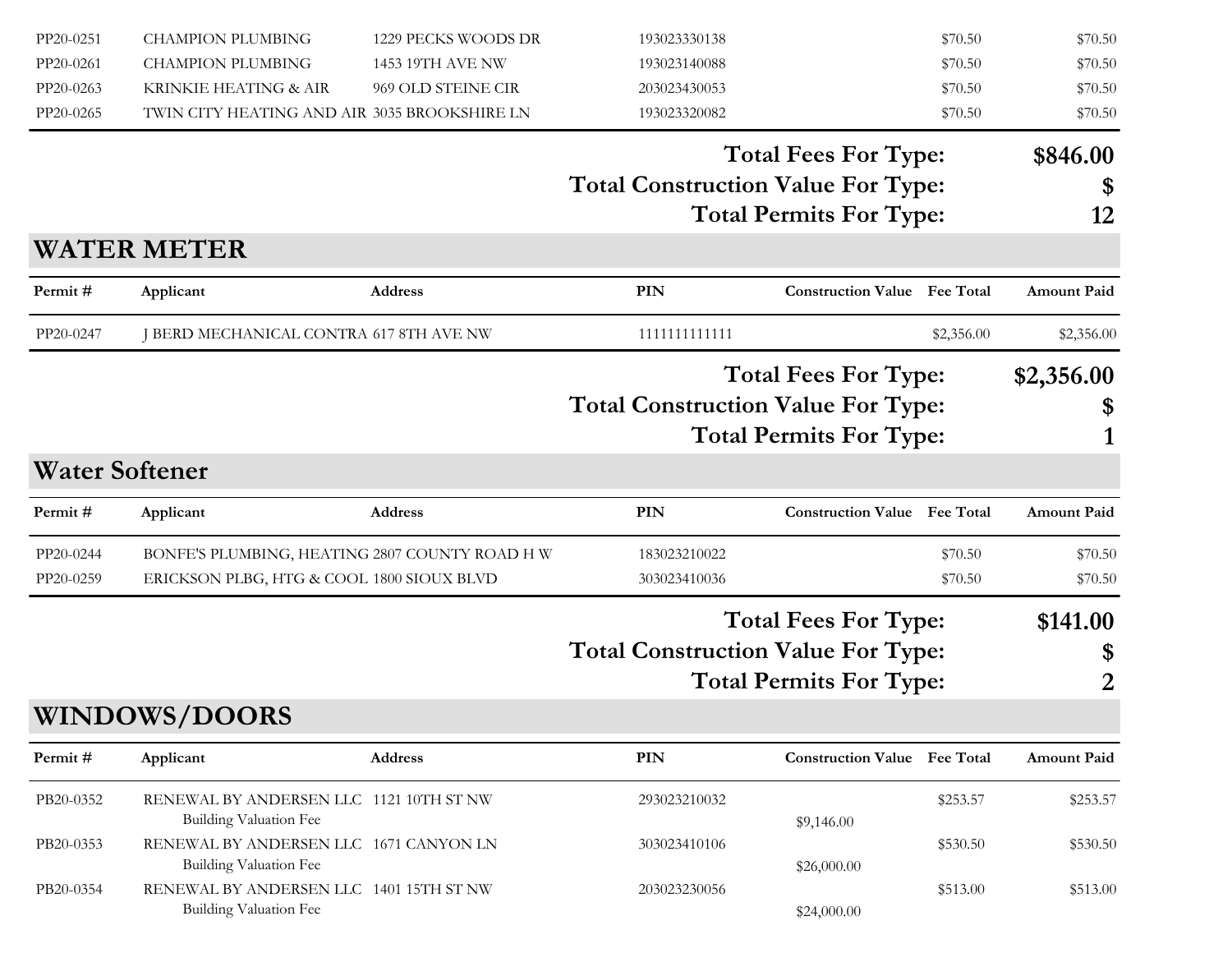| Permit # | Applicant | Address | PIN | Construction Value | Fee Total | Amount Paid |
|---|---|---|---|---|---|---|
| PP20-0251 | CHAMPION PLUMBING | 1229 PECKS WOODS DR | 193023330138 | | $70.50 | $70.50 |
| PP20-0261 | CHAMPION PLUMBING | 1453 19TH AVE NW | 193023140088 | | $70.50 | $70.50 |
| PP20-0263 | KRINKIE HEATING & AIR | 969 OLD STEINE CIR | 203023430053 | | $70.50 | $70.50 |
| PP20-0265 | TWIN CITY HEATING AND AIR | 3035 BROOKSHIRE LN | 193023320082 | | $70.50 | $70.50 |

**Total Fees For Type: $846.00**
**Total Construction Value For Type: $**
**Total Permits For Type: 12**

## WATER METER

| Permit # | Applicant | Address | PIN | Construction Value | Fee Total | Amount Paid |
|---|---|---|---|---|---|---|
| PP20-0247 | J BERD MECHANICAL CONTRA | 617 8TH AVE NW | 1111111111111 | | $2,356.00 | $2,356.00 |

**Total Fees For Type: $2,356.00**
**Total Construction Value For Type: $**
**Total Permits For Type: 1**

## Water Softener

| Permit # | Applicant | Address | PIN | Construction Value | Fee Total | Amount Paid |
|---|---|---|---|---|---|---|
| PP20-0244 | BONFE'S PLUMBING, HEATING | 2807 COUNTY ROAD H W | 183023210022 | | $70.50 | $70.50 |
| PP20-0259 | ERICKSON PLBG, HTG & COOL | 1800 SIOUX BLVD | 303023410036 | | $70.50 | $70.50 |

**Total Fees For Type: $141.00**
**Total Construction Value For Type: $**
**Total Permits For Type: 2**

## WINDOWS/DOORS

| Permit # | Applicant | Address | PIN | Construction Value | Fee Total | Amount Paid |
|---|---|---|---|---|---|---|
| PB20-0352 | RENEWAL BY ANDERSEN LLC | 1121 10TH ST NW | 293023210032 | | $253.57 | $253.57 |
| | Building Valuation Fee | | | $9,146.00 | | |
| PB20-0353 | RENEWAL BY ANDERSEN LLC | 1671 CANYON LN | 303023410106 | | $530.50 | $530.50 |
| | Building Valuation Fee | | | $26,000.00 | | |
| PB20-0354 | RENEWAL BY ANDERSEN LLC | 1401 15TH ST NW | 203023230056 | | $513.00 | $513.00 |
| | Building Valuation Fee | | | $24,000.00 | | |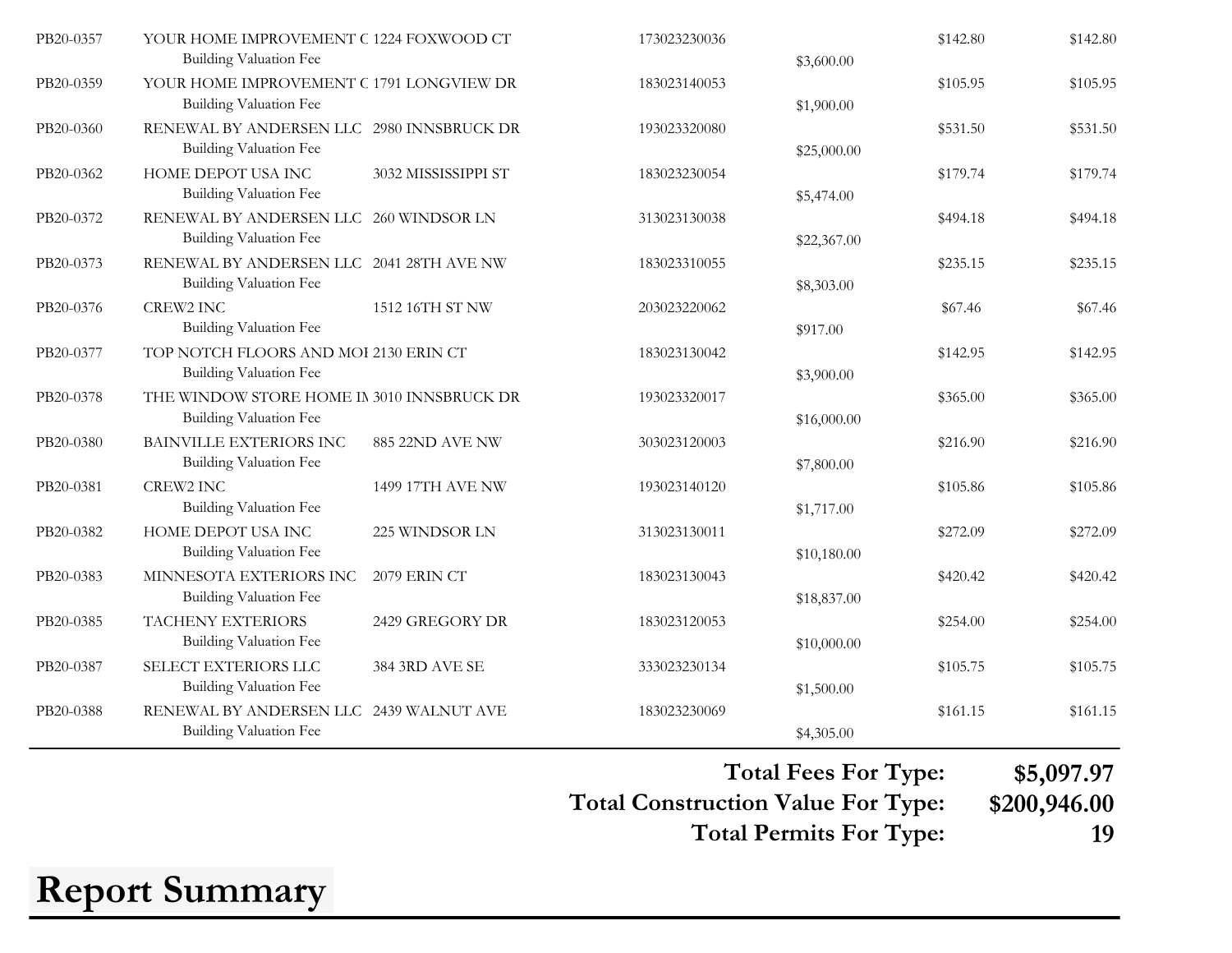| | | | | | | |
|---|---|---|---|---|---|---|
| PB20-0357 | YOUR HOME IMPROVEMENT C | 1224 FOXWOOD CT | 173023230036 | | $142.80 | $142.80 |
| | Building Valuation Fee | | | $3,600.00 | | |
| PB20-0359 | YOUR HOME IMPROVEMENT C | 1791 LONGVIEW DR | 183023140053 | | $105.95 | $105.95 |
| | Building Valuation Fee | | | $1,900.00 | | |
| PB20-0360 | RENEWAL BY ANDERSEN LLC | 2980 INNSBRUCK DR | 193023320080 | | $531.50 | $531.50 |
| | Building Valuation Fee | | | $25,000.00 | | |
| PB20-0362 | HOME DEPOT USA INC | 3032 MISSISSIPPI ST | 183023230054 | | $179.74 | $179.74 |
| | Building Valuation Fee | | | $5,474.00 | | |
| PB20-0372 | RENEWAL BY ANDERSEN LLC | 260 WINDSOR LN | 313023130038 | | $494.18 | $494.18 |
| | Building Valuation Fee | | | $22,367.00 | | |
| PB20-0373 | RENEWAL BY ANDERSEN LLC | 2041 28TH AVE NW | 183023310055 | | $235.15 | $235.15 |
| | Building Valuation Fee | | | $8,303.00 | | |
| PB20-0376 | CREW2 INC | 1512 16TH ST NW | 203023220062 | | $67.46 | $67.46 |
| | Building Valuation Fee | | | $917.00 | | |
| PB20-0377 | TOP NOTCH FLOORS AND MOI | 2130 ERIN CT | 183023130042 | | $142.95 | $142.95 |
| | Building Valuation Fee | | | $3,900.00 | | |
| PB20-0378 | THE WINDOW STORE HOME IN | 3010 INNSBRUCK DR | 193023320017 | | $365.00 | $365.00 |
| | Building Valuation Fee | | | $16,000.00 | | |
| PB20-0380 | BAINVILLE EXTERIORS INC | 885 22ND AVE NW | 303023120003 | | $216.90 | $216.90 |
| | Building Valuation Fee | | | $7,800.00 | | |
| PB20-0381 | CREW2 INC | 1499 17TH AVE NW | 193023140120 | | $105.86 | $105.86 |
| | Building Valuation Fee | | | $1,717.00 | | |
| PB20-0382 | HOME DEPOT USA INC | 225 WINDSOR LN | 313023130011 | | $272.09 | $272.09 |
| | Building Valuation Fee | | | $10,180.00 | | |
| PB20-0383 | MINNESOTA EXTERIORS INC | 2079 ERIN CT | 183023130043 | | $420.42 | $420.42 |
| | Building Valuation Fee | | | $18,837.00 | | |
| PB20-0385 | TACHENY EXTERIORS | 2429 GREGORY DR | 183023120053 | | $254.00 | $254.00 |
| | Building Valuation Fee | | | $10,000.00 | | |
| PB20-0387 | SELECT EXTERIORS LLC | 384 3RD AVE SE | 333023230134 | | $105.75 | $105.75 |
| | Building Valuation Fee | | | $1,500.00 | | |
| PB20-0388 | RENEWAL BY ANDERSEN LLC | 2439 WALNUT AVE | 183023230069 | | $161.15 | $161.15 |
| | Building Valuation Fee | | | $4,305.00 | | |

**Total Fees For Type: $5,097.97**

**Total Construction Value For Type: $200,946.00**

**Total Permits For Type: 19**

# Report Summary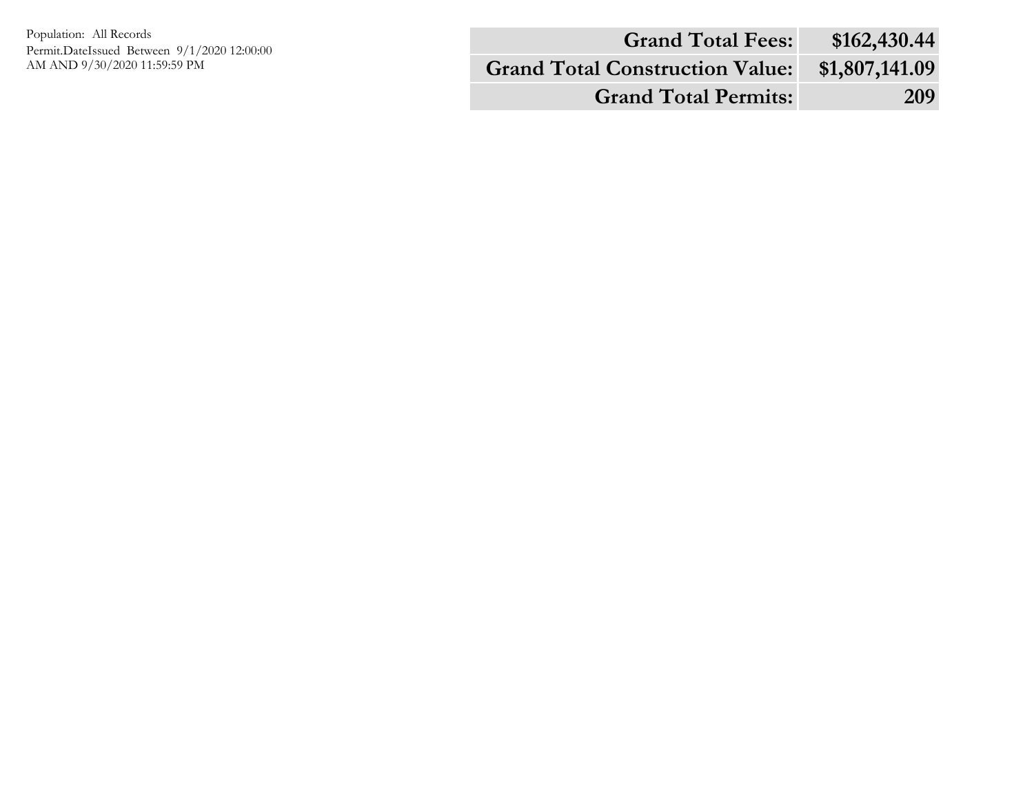Population: All Records
Permit.DateIssued Between 9/1/2020 12:00:00 AM AND 9/30/2020 11:59:59 PM

| | |
|---|---|
| **Grand Total Fees:** | **$162,430.44** |
| **Grand Total Construction Value:** | **$1,807,141.09** |
| **Grand Total Permits:** | **209** |